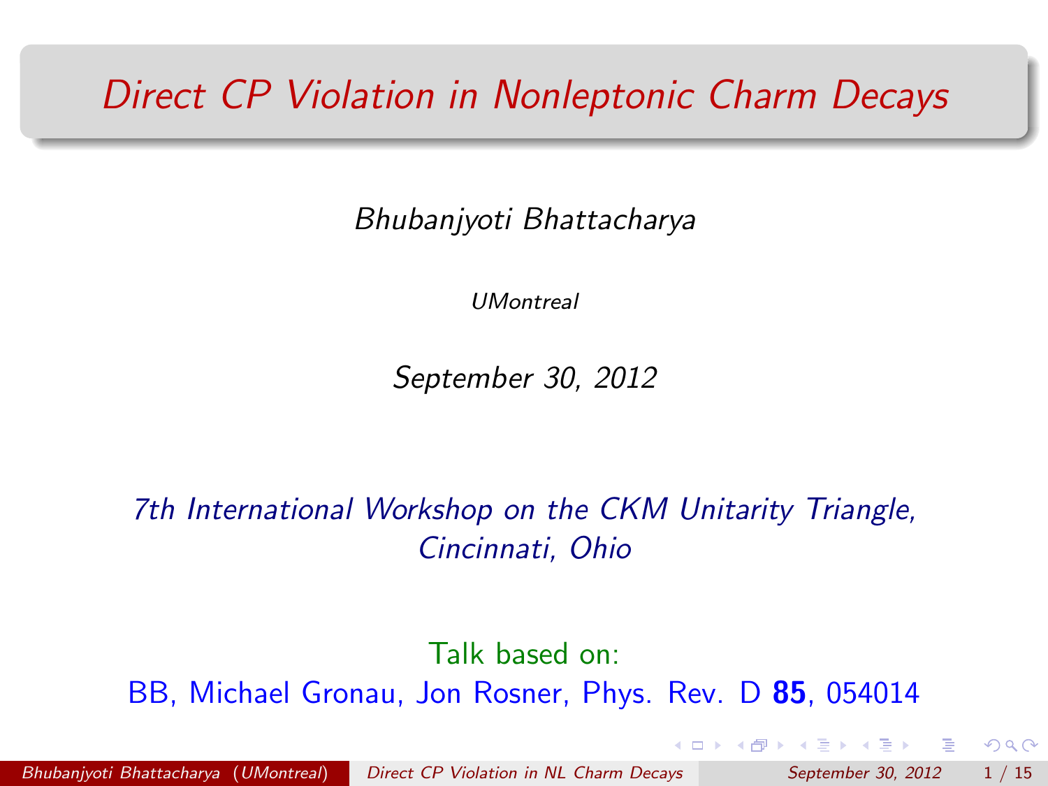# Direct CP Violation in Nonleptonic Charm Decays

*Bhubanjyoti Bhattacharya*

*UMontreal*

*September 30, 2012*

*7th International Workshop on the CKM Unitarity Triangle, Cincinnati, Ohio*

Talk based on:
BB, Michael Gronau, Jon Rosner, Phys. Rev. D **85**, 054014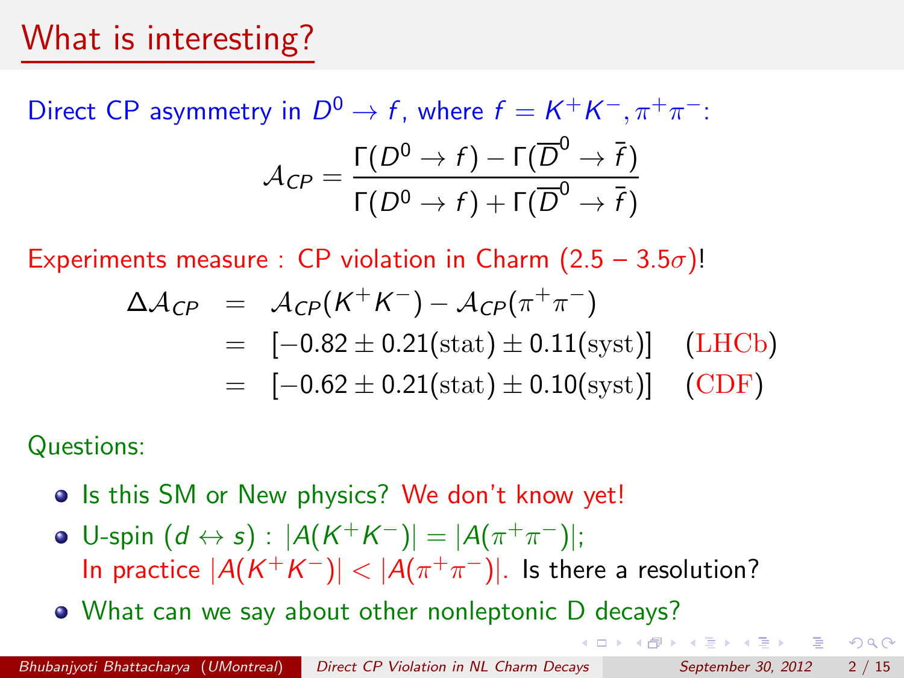# What is interesting?

Direct CP asymmetry in $D^0 \to f$, where $f = K^+K^-, \pi^+\pi^-$:

$$\mathcal{A}_{CP} = \frac{\Gamma(D^0 \to f) - \Gamma(\overline{D}^0 \to \bar{f})}{\Gamma(D^0 \to f) + \Gamma(\overline{D}^0 \to \bar{f})}$$

Experiments measure : CP violation in Charm (2.5 – 3.5$\sigma$)!

$$\begin{aligned}
\Delta\mathcal{A}_{CP} &= \mathcal{A}_{CP}(K^+K^-) - \mathcal{A}_{CP}(\pi^+\pi^-) \\
&= [-0.82 \pm 0.21(\mathrm{stat}) \pm 0.11(\mathrm{syst})] \quad (\mathrm{LHCb}) \\
&= [-0.62 \pm 0.21(\mathrm{stat}) \pm 0.10(\mathrm{syst})] \quad (\mathrm{CDF})
\end{aligned}$$

Questions:

- Is this SM or New physics? We don't know yet!
- U-spin ($d \leftrightarrow s$) : $|A(K^+K^-)| = |A(\pi^+\pi^-)|$;
  In practice $|A(K^+K^-)| < |A(\pi^+\pi^-)|$. Is there a resolution?
- What can we say about other nonleptonic D decays?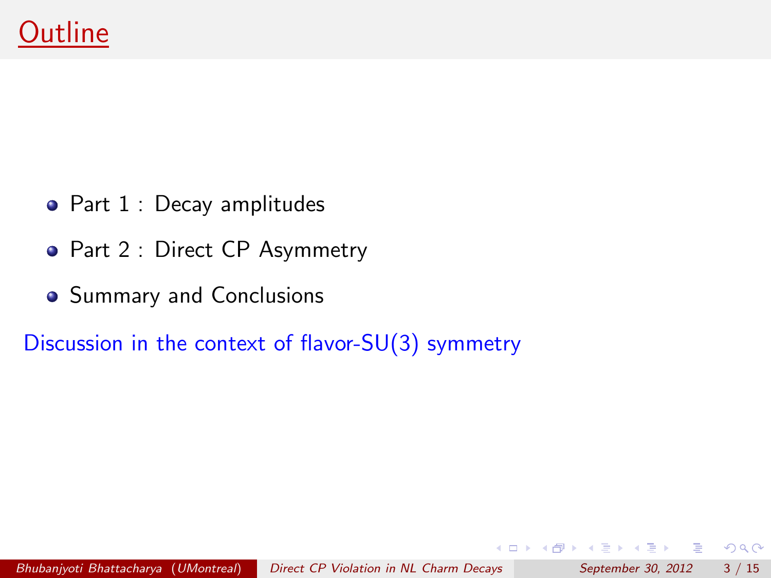# Outline

- Part 1 : Decay amplitudes
- Part 2 : Direct CP Asymmetry
- Summary and Conclusions

Discussion in the context of flavor-SU(3) symmetry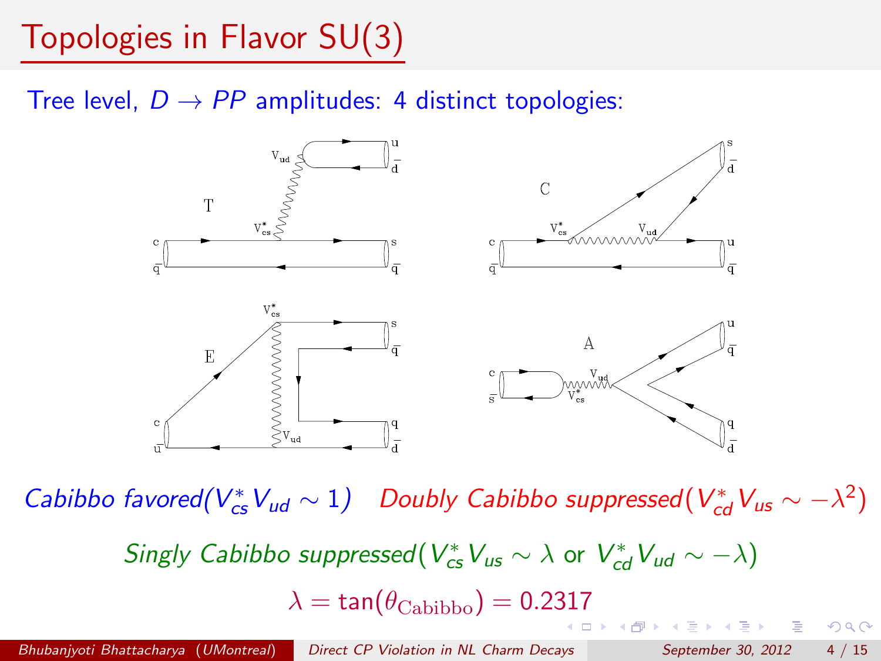# Topologies in Flavor SU(3)

Tree level, $D \to PP$ amplitudes: 4 distinct topologies:

*Cabibbo favored*($V^*_{cs}V_{ud} \sim 1$) *Doubly Cabibbo suppressed*($V^*_{cd}V_{us} \sim -\lambda^2$)

*Singly Cabibbo suppressed*($V^*_{cs}V_{us} \sim \lambda$ or $V^*_{cd}V_{ud} \sim -\lambda$)

$$\lambda = \tan(\theta_{\text{Cabibbo}}) = 0.2317$$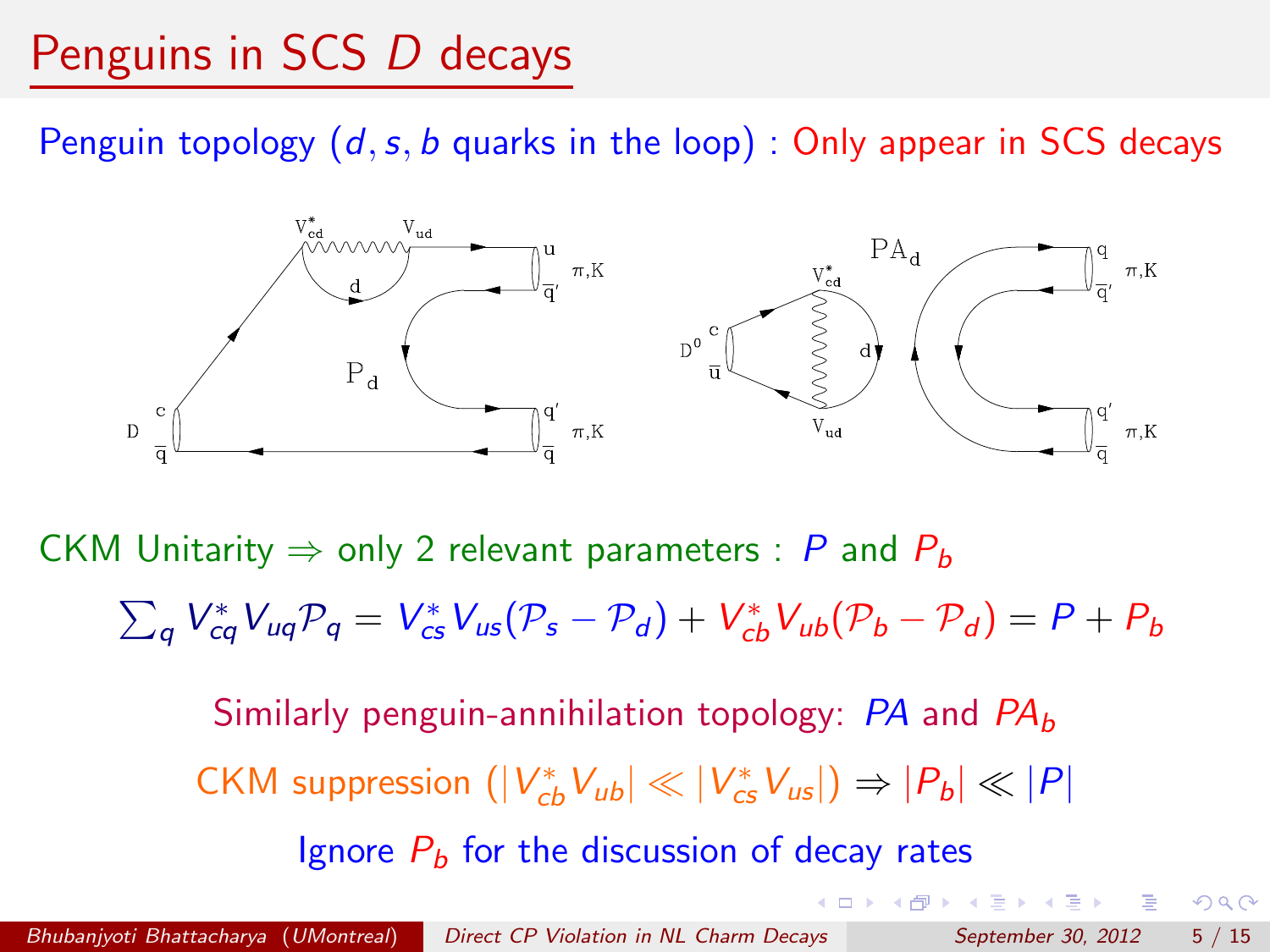# Penguins in SCS $D$ decays

Penguin topology ($d, s, b$ quarks in the loop) : Only appear in SCS decays

CKM Unitarity $\Rightarrow$ only 2 relevant parameters : $P$ and $P_b$

$$\sum_q V_{cq}^* V_{uq} \mathcal{P}_q = V_{cs}^* V_{us} (\mathcal{P}_s - \mathcal{P}_d) + V_{cb}^* V_{ub} (\mathcal{P}_b - \mathcal{P}_d) = P + P_b$$

Similarly penguin-annihilation topology: $PA$ and $PA_b$

CKM suppression ($|V_{cb}^* V_{ub}| \ll |V_{cs}^* V_{us}|$) $\Rightarrow |P_b| \ll |P|$

Ignore $P_b$ for the discussion of decay rates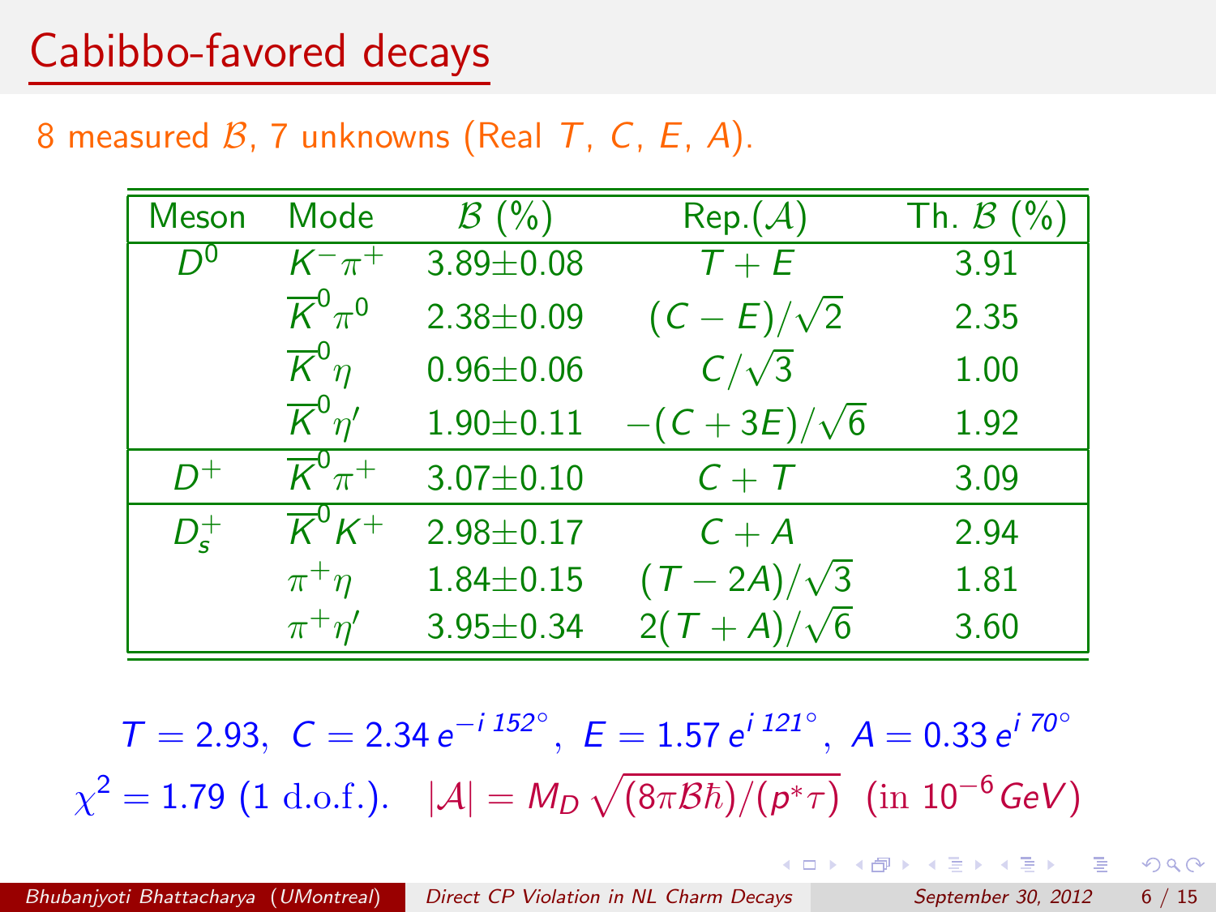# Cabibbo-favored decays

8 measured $\mathcal{B}$, 7 unknowns (Real $T$, $C$, $E$, $A$).

| Meson | Mode | $\mathcal{B}$ (%) | Rep.($\mathcal{A}$) | Th. $\mathcal{B}$ (%) |
|---|---|---|---|---|
| $D^0$ | $K^-\pi^+$ | 3.89±0.08 | $T+E$ | 3.91 |
| | $\overline{K}^0\pi^0$ | 2.38±0.09 | $(C-E)/\sqrt{2}$ | 2.35 |
| | $\overline{K}^0\eta$ | 0.96±0.06 | $C/\sqrt{3}$ | 1.00 |
| | $\overline{K}^0\eta'$ | 1.90±0.11 | $-(C+3E)/\sqrt{6}$ | 1.92 |
| $D^+$ | $\overline{K}^0\pi^+$ | 3.07±0.10 | $C+T$ | 3.09 |
| $D_s^+$ | $\overline{K}^0K^+$ | 2.98±0.17 | $C+A$ | 2.94 |
| | $\pi^+\eta$ | 1.84±0.15 | $(T-2A)/\sqrt{3}$ | 1.81 |
| | $\pi^+\eta'$ | 3.95±0.34 | $2(T+A)/\sqrt{6}$ | 3.60 |

$$T = 2.93,\ C = 2.34\, e^{-i\,152^\circ},\ E = 1.57\, e^{i\,121^\circ},\ A = 0.33\, e^{i\,70^\circ}$$

$$\chi^2 = 1.79\ (1\ \text{d.o.f.}).\quad |\mathcal{A}| = M_D\sqrt{(8\pi\mathcal{B}\hbar)/(p^*\tau)}\ \ (\text{in } 10^{-6}\,GeV)$$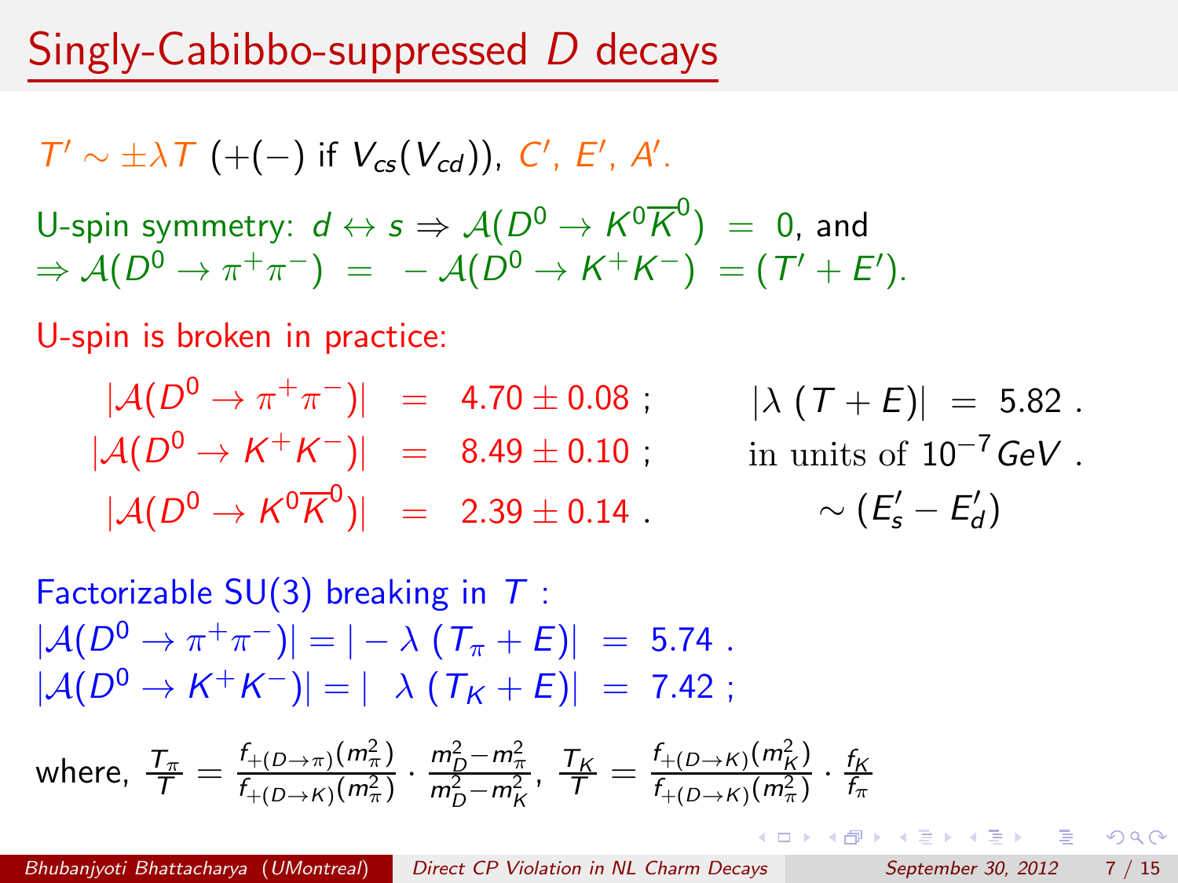# Singly-Cabibbo-suppressed $D$ decays

$T' \sim \pm\lambda T$ ($+(-)$ if $V_{cs}(V_{cd})$), $C'$, $E'$, $A'$.

U-spin symmetry: $d \leftrightarrow s \Rightarrow \mathcal{A}(D^0 \to K^0\overline{K}^0) \;=\; 0$, and
$\Rightarrow \mathcal{A}(D^0 \to \pi^+\pi^-) \;=\; -\mathcal{A}(D^0 \to K^+K^-) \;= (T' + E')$.

U-spin is broken in practice:

$$
\begin{aligned}
|\mathcal{A}(D^0 \to \pi^+\pi^-)| &= 4.70 \pm 0.08 \; ; \\
|\mathcal{A}(D^0 \to K^+K^-)| &= 8.49 \pm 0.10 \; ; \\
|\mathcal{A}(D^0 \to K^0\overline{K}^0)| &= 2.39 \pm 0.14 \; .
\end{aligned}
$$

$|\lambda\,(T+E)| \;=\; 5.82$ .
in units of $10^{-7}\,GeV$ .
$\sim (E'_s - E'_d)$

Factorizable SU(3) breaking in $T$ :
$|\mathcal{A}(D^0 \to \pi^+\pi^-)| = |-\lambda\,(T_\pi + E)| \;=\; 5.74$ .
$|\mathcal{A}(D^0 \to K^+K^-)| = |\;\lambda\,(T_K + E)| \;=\; 7.42$ ;

where, $\frac{T_\pi}{T} = \frac{f_{+(D\to\pi)}(m_\pi^2)}{f_{+(D\to K)}(m_\pi^2)} \cdot \frac{m_D^2 - m_\pi^2}{m_D^2 - m_K^2}$, $\frac{T_K}{T} = \frac{f_{+(D\to K)}(m_K^2)}{f_{+(D\to K)}(m_\pi^2)} \cdot \frac{f_K}{f_\pi}$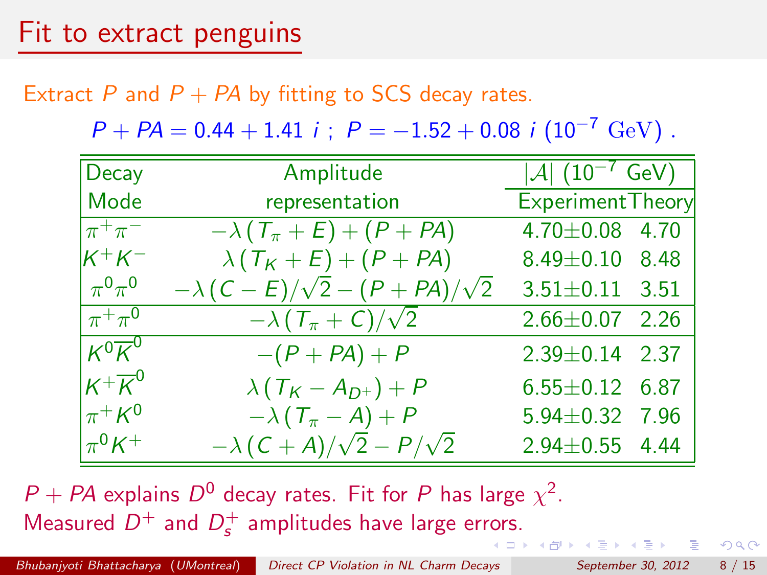# Fit to extract penguins

Extract $P$ and $P + PA$ by fitting to SCS decay rates.

$$P + PA = 0.44 + 1.41\ i\ ;\ P = -1.52 + 0.08\ i\ (10^{-7}\ \mathrm{GeV})\ .$$

| Decay Mode | Amplitude representation | $\|\mathcal{A}\|$ $(10^{-7}$ GeV) Experiment | Theory |
|---|---|---|---|
| $\pi^+\pi^-$ | $-\lambda\,(T_\pi + E) + (P + PA)$ | $4.70 \pm 0.08$ | 4.70 |
| $K^+K^-$ | $\lambda\,(T_K + E) + (P + PA)$ | $8.49 \pm 0.10$ | 8.48 |
| $\pi^0\pi^0$ | $-\lambda\,(C - E)/\sqrt{2} - (P + PA)/\sqrt{2}$ | $3.51 \pm 0.11$ | 3.51 |
| $\pi^+\pi^0$ | $-\lambda\,(T_\pi + C)/\sqrt{2}$ | $2.66 \pm 0.07$ | 2.26 |
| $K^0\overline{K}^0$ | $-(P + PA) + P$ | $2.39 \pm 0.14$ | 2.37 |
| $K^+\overline{K}^0$ | $\lambda\,(T_K - A_{D^+}) + P$ | $6.55 \pm 0.12$ | 6.87 |
| $\pi^+K^0$ | $-\lambda\,(T_\pi - A) + P$ | $5.94 \pm 0.32$ | 7.96 |
| $\pi^0K^+$ | $-\lambda\,(C + A)/\sqrt{2} - P/\sqrt{2}$ | $2.94 \pm 0.55$ | 4.44 |

$P + PA$ explains $D^0$ decay rates. Fit for $P$ has large $\chi^2$.
Measured $D^+$ and $D_s^+$ amplitudes have large errors.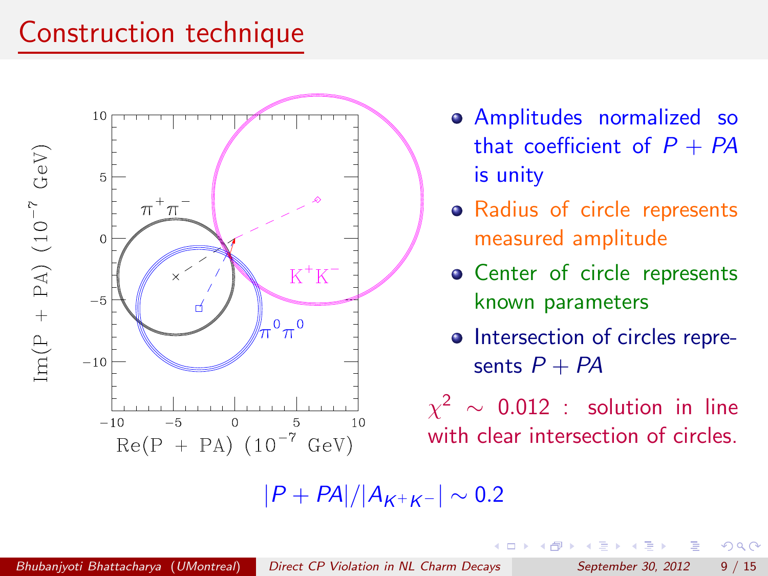# Construction technique

- Amplitudes normalized so that coefficient of $P + PA$ is unity
- Radius of circle represents measured amplitude
- Center of circle represents known parameters
- Intersection of circles represents $P + PA$

$\chi^2 \sim 0.012$ : solution in line with clear intersection of circles.

$$|P + PA|/|A_{K^+K^-}| \sim 0.2$$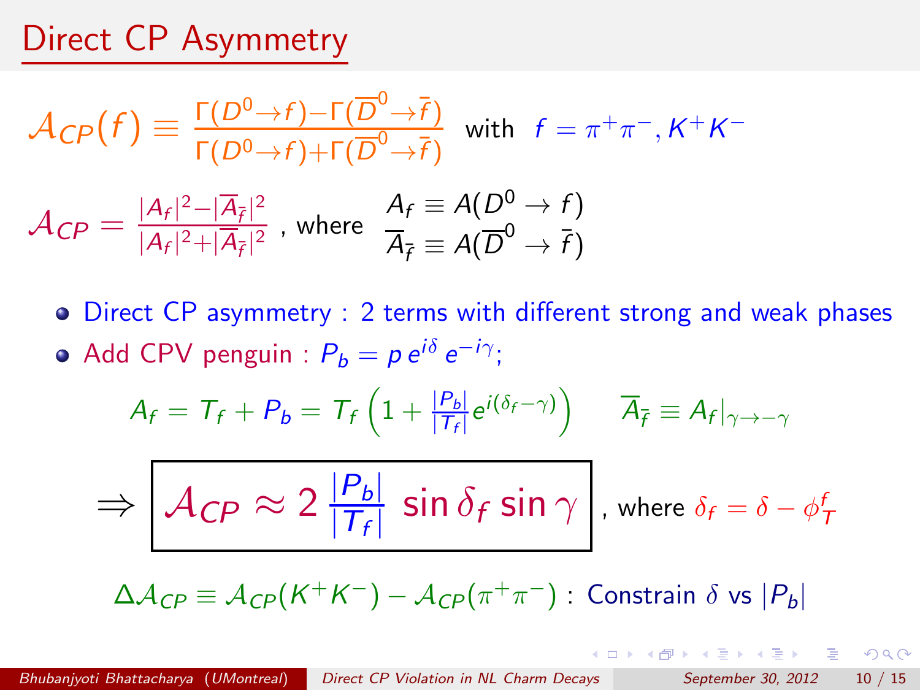# Direct CP Asymmetry

$$\mathcal{A}_{CP}(f) \equiv \frac{\Gamma(D^0 \to f) - \Gamma(\overline{D}^0 \to \bar{f})}{\Gamma(D^0 \to f) + \Gamma(\overline{D}^0 \to \bar{f})} \quad \text{with} \quad f = \pi^+\pi^-, K^+K^-$$

$$\mathcal{A}_{CP} = \frac{|A_f|^2 - |\overline{A}_{\bar{f}}|^2}{|A_f|^2 + |\overline{A}_{\bar{f}}|^2}, \text{ where } \begin{array}{l} A_f \equiv A(D^0 \to f) \\ \overline{A}_{\bar{f}} \equiv A(\overline{D}^0 \to \bar{f}) \end{array}$$

- Direct CP asymmetry : 2 terms with different strong and weak phases
- Add CPV penguin : $P_b = p\, e^{i\delta}\, e^{-i\gamma}$;

$$A_f = T_f + P_b = T_f \left(1 + \frac{|P_b|}{|T_f|} e^{i(\delta_f - \gamma)}\right) \qquad \overline{A}_{\bar{f}} \equiv A_f|_{\gamma \to -\gamma}$$

$$\Rightarrow \boxed{\mathcal{A}_{CP} \approx 2\,\frac{|P_b|}{|T_f|}\,\sin\delta_f \sin\gamma}, \text{ where } \delta_f = \delta - \phi_T^f$$

$$\Delta\mathcal{A}_{CP} \equiv \mathcal{A}_{CP}(K^+K^-) - \mathcal{A}_{CP}(\pi^+\pi^-) : \text{ Constrain } \delta \text{ vs } |P_b|$$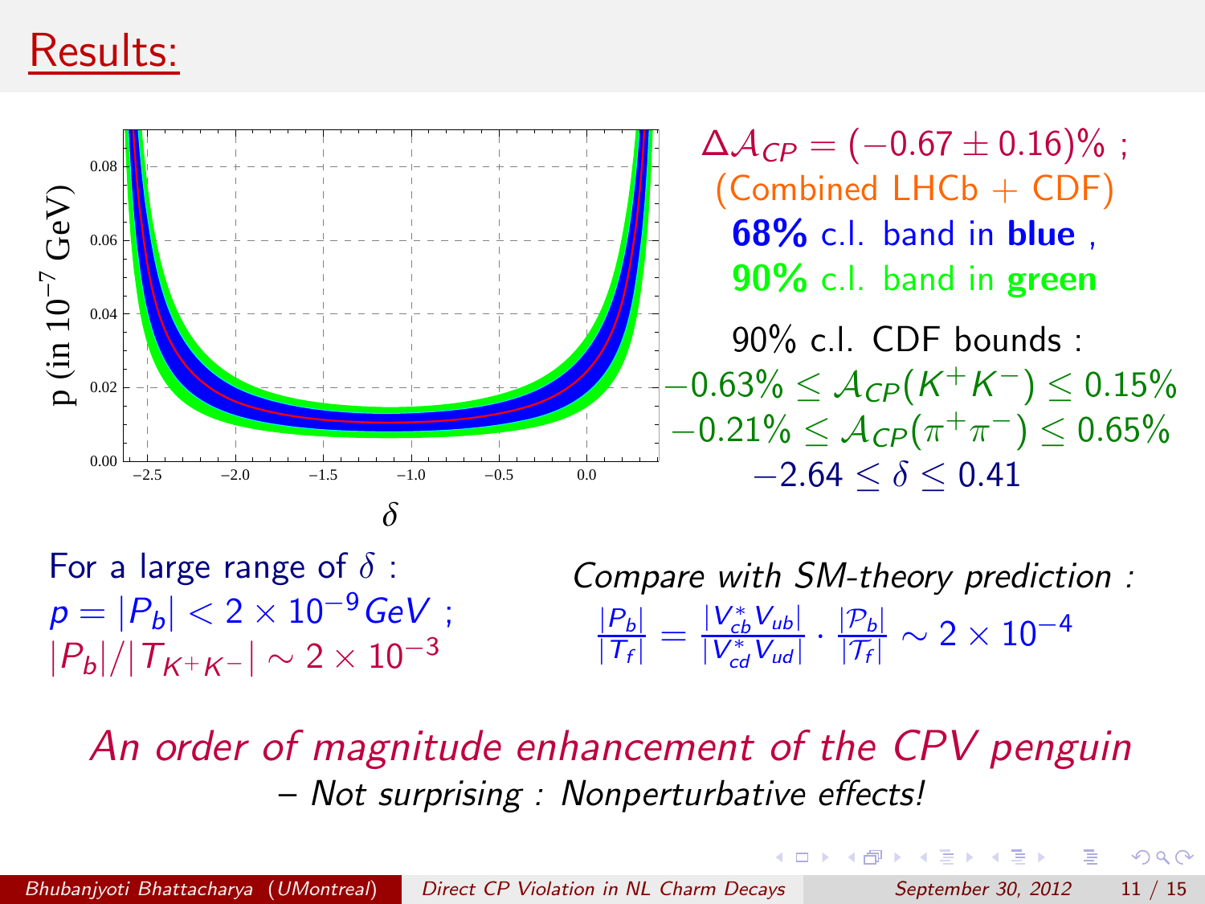# Results:

$\Delta\mathcal{A}_{CP} = (-0.67 \pm 0.16)\%$ ;
(Combined LHCb + CDF)
**68%** c.l. band in **blue** ,
**90%** c.l. band in **green**

90% c.l. CDF bounds :
$-0.63\% \leq \mathcal{A}_{CP}(K^+K^-) \leq 0.15\%$
$-0.21\% \leq \mathcal{A}_{CP}(\pi^+\pi^-) \leq 0.65\%$
$-2.64 \leq \delta \leq 0.41$

For a large range of $\delta$ :
$p = |P_b| < 2 \times 10^{-9} GeV$ ;
$|P_b|/|T_{K^+K^-}| \sim 2 \times 10^{-3}$

*Compare with SM-theory prediction :*

$$\frac{|P_b|}{|T_f|} = \frac{|V_{cb}^* V_{ub}|}{|V_{cd}^* V_{ud}|} \cdot \frac{|\mathcal{P}_b|}{|\mathcal{T}_f|} \sim 2 \times 10^{-4}$$

*An order of magnitude enhancement of the CPV penguin*
*– Not surprising : Nonperturbative effects!*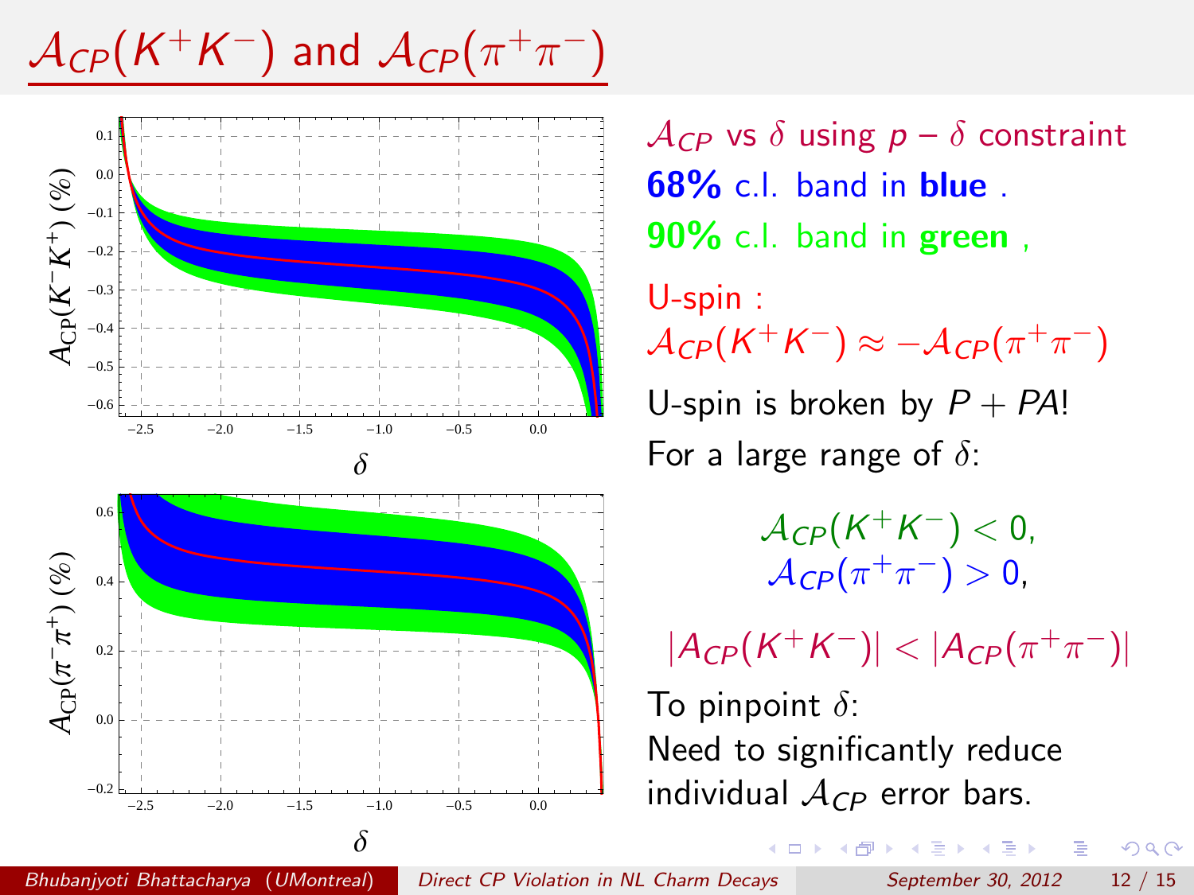# $\mathcal{A}_{CP}(K^+K^-)$ and $\mathcal{A}_{CP}(\pi^+\pi^-)$

$\mathcal{A}_{CP}$ vs $\delta$ using $p - \delta$ constraint

**68%** c.l. band in **blue** .

**90%** c.l. band in **green** ,

U-spin :
$\mathcal{A}_{CP}(K^+K^-) \approx -\mathcal{A}_{CP}(\pi^+\pi^-)$

U-spin is broken by $P + PA$!

For a large range of $\delta$:

$$\mathcal{A}_{CP}(K^+K^-) < 0,$$
$$\mathcal{A}_{CP}(\pi^+\pi^-) > 0,$$

$$|A_{CP}(K^+K^-)| < |A_{CP}(\pi^+\pi^-)|$$

To pinpoint $\delta$:
Need to significantly reduce individual $\mathcal{A}_{CP}$ error bars.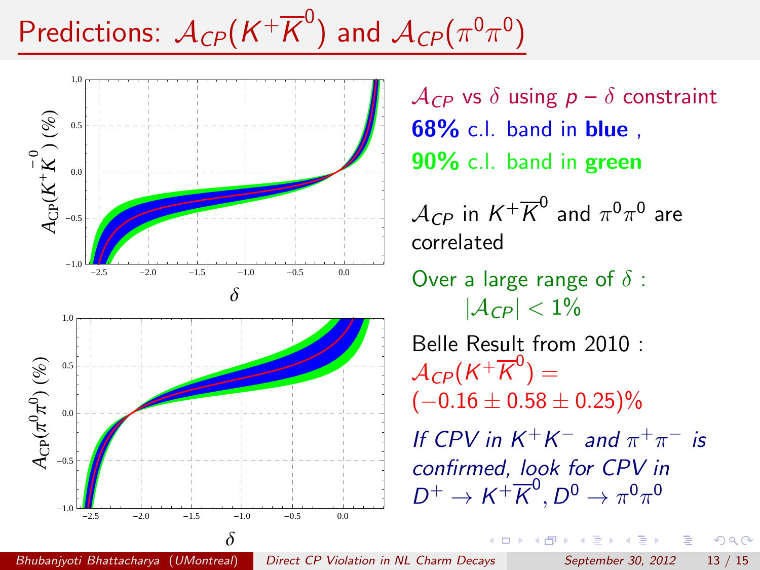# Predictions: $\mathcal{A}_{CP}(K^+\overline{K}^0)$ and $\mathcal{A}_{CP}(\pi^0\pi^0)$

$\mathcal{A}_{CP}$ vs $\delta$ using $p - \delta$ constraint

**68%** c.l. band in **blue** ,

**90%** c.l. band in **green**

$\mathcal{A}_{CP}$ in $K^+\overline{K}^0$ and $\pi^0\pi^0$ are correlated

Over a large range of $\delta$ :

$$|\mathcal{A}_{CP}| < 1\%$$

Belle Result from 2010 :

$\mathcal{A}_{CP}(K^+\overline{K}^0) = (-0.16 \pm 0.58 \pm 0.25)\%$

*If CPV in $K^+K^-$ and $\pi^+\pi^-$ is confirmed, look for CPV in $D^+ \to K^+\overline{K}^0, D^0 \to \pi^0\pi^0$*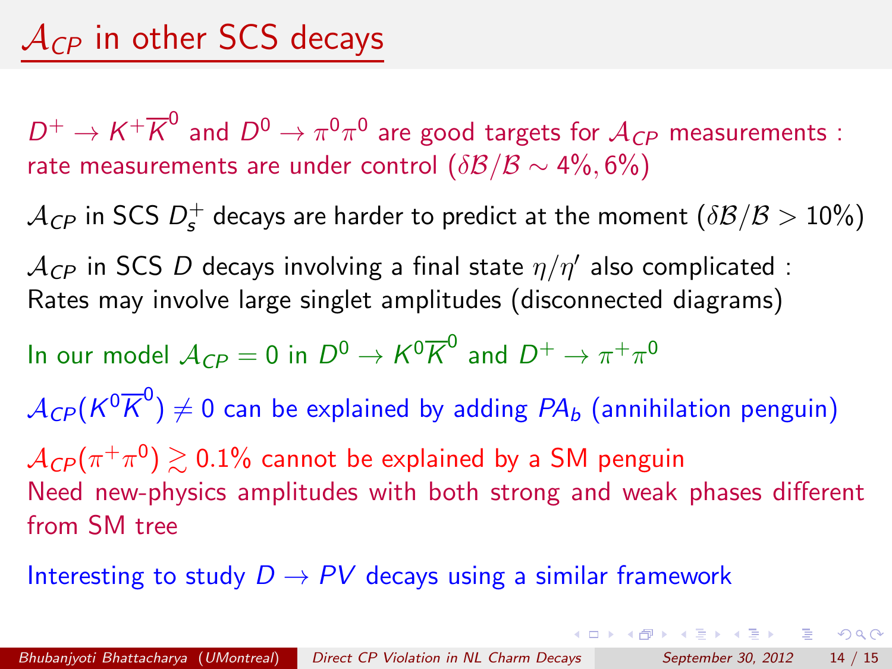# $\mathcal{A}_{CP}$ in other SCS decays

$D^+ \to K^+\overline{K}^0$ and $D^0 \to \pi^0\pi^0$ are good targets for $\mathcal{A}_{CP}$ measurements : rate measurements are under control ($\delta\mathcal{B}/\mathcal{B} \sim 4\%, 6\%$)

$\mathcal{A}_{CP}$ in SCS $D_s^+$ decays are harder to predict at the moment ($\delta\mathcal{B}/\mathcal{B} > 10\%$)

$\mathcal{A}_{CP}$ in SCS $D$ decays involving a final state $\eta/\eta'$ also complicated : Rates may involve large singlet amplitudes (disconnected diagrams)

In our model $\mathcal{A}_{CP} = 0$ in $D^0 \to K^0\overline{K}^0$ and $D^+ \to \pi^+\pi^0$

$\mathcal{A}_{CP}(K^0\overline{K}^0) \neq 0$ can be explained by adding $PA_b$ (annihilation penguin)

$\mathcal{A}_{CP}(\pi^+\pi^0) \gtrsim 0.1\%$ cannot be explained by a SM penguin
Need new-physics amplitudes with both strong and weak phases different from SM tree

Interesting to study $D \to PV$ decays using a similar framework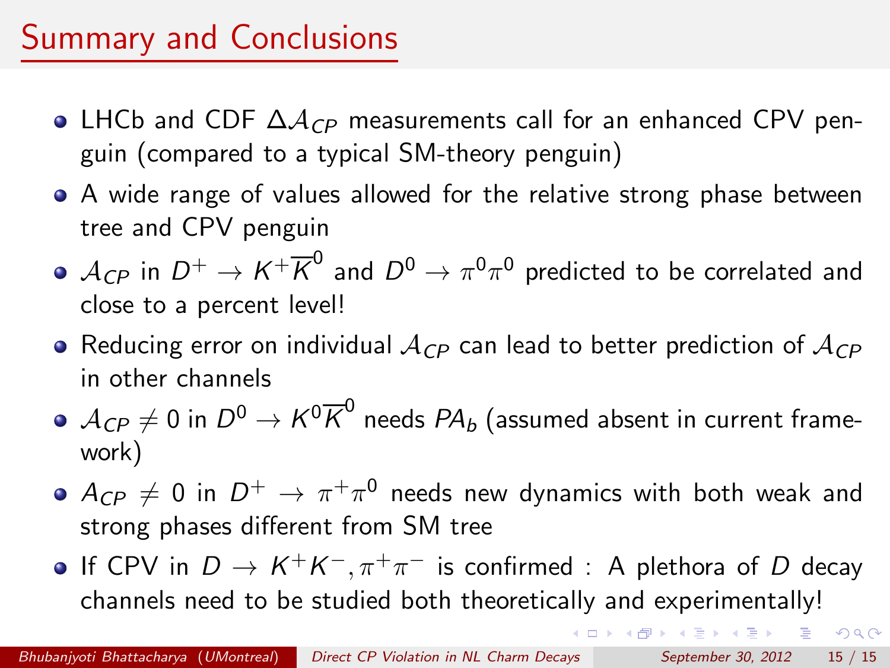# Summary and Conclusions

- LHCb and CDF $\Delta\mathcal{A}_{CP}$ measurements call for an enhanced CPV penguin (compared to a typical SM-theory penguin)
- A wide range of values allowed for the relative strong phase between tree and CPV penguin
- $\mathcal{A}_{CP}$ in $D^+ \to K^+\overline{K}^0$ and $D^0 \to \pi^0\pi^0$ predicted to be correlated and close to a percent level!
- Reducing error on individual $\mathcal{A}_{CP}$ can lead to better prediction of $\mathcal{A}_{CP}$ in other channels
- $\mathcal{A}_{CP} \neq 0$ in $D^0 \to K^0\overline{K}^0$ needs $PA_b$ (assumed absent in current framework)
- $A_{CP} \neq 0$ in $D^+ \to \pi^+\pi^0$ needs new dynamics with both weak and strong phases different from SM tree
- If CPV in $D \to K^+K^-, \pi^+\pi^-$ is confirmed : A plethora of $D$ decay channels need to be studied both theoretically and experimentally!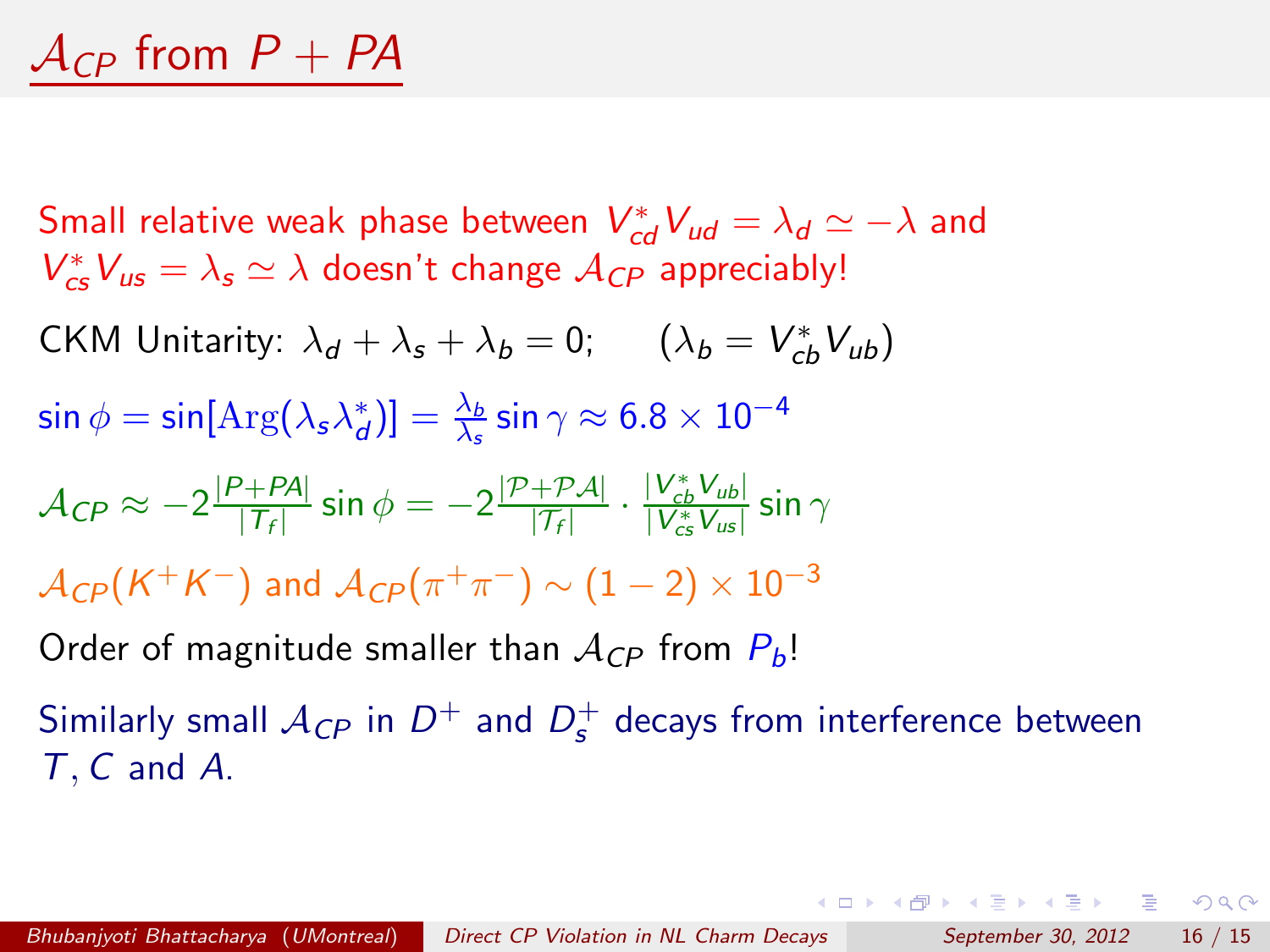# $\mathcal{A}_{CP}$ from $P + PA$

Small relative weak phase between $V_{cd}^* V_{ud} = \lambda_d \simeq -\lambda$ and $V_{cs}^* V_{us} = \lambda_s \simeq \lambda$ doesn't change $\mathcal{A}_{CP}$ appreciably!

CKM Unitarity: $\lambda_d + \lambda_s + \lambda_b = 0; \quad (\lambda_b = V_{cb}^* V_{ub})$

$\sin\phi = \sin[\mathrm{Arg}(\lambda_s \lambda_d^*)] = \frac{\lambda_b}{\lambda_s} \sin\gamma \approx 6.8 \times 10^{-4}$

$\mathcal{A}_{CP} \approx -2\frac{|P+PA|}{|T_f|}\sin\phi = -2\frac{|\mathcal{P}+\mathcal{PA}|}{|\mathcal{T}_f|} \cdot \frac{|V_{cb}^* V_{ub}|}{|V_{cs}^* V_{us}|}\sin\gamma$

$\mathcal{A}_{CP}(K^+K^-)$ and $\mathcal{A}_{CP}(\pi^+\pi^-) \sim (1-2) \times 10^{-3}$

Order of magnitude smaller than $\mathcal{A}_{CP}$ from $P_b$!

Similarly small $\mathcal{A}_{CP}$ in $D^+$ and $D_s^+$ decays from interference between $T, C$ and $A$.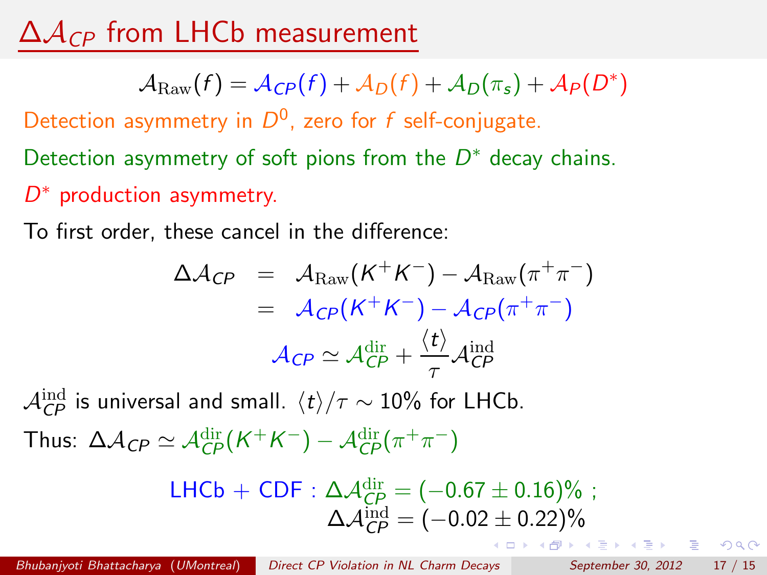# $\Delta\mathcal{A}_{CP}$ from LHCb measurement

$$\mathcal{A}_{\rm Raw}(f) = \mathcal{A}_{CP}(f) + \mathcal{A}_D(f) + \mathcal{A}_D(\pi_s) + \mathcal{A}_P(D^*)$$

Detection asymmetry in $D^0$, zero for $f$ self-conjugate.

Detection asymmetry of soft pions from the $D^*$ decay chains.

$D^*$ production asymmetry.

To first order, these cancel in the difference:

$$\begin{aligned}
\Delta\mathcal{A}_{CP} &= \mathcal{A}_{\rm Raw}(K^+K^-) - \mathcal{A}_{\rm Raw}(\pi^+\pi^-) \\
&= \mathcal{A}_{CP}(K^+K^-) - \mathcal{A}_{CP}(\pi^+\pi^-)
\end{aligned}$$

$$\mathcal{A}_{CP} \simeq \mathcal{A}_{CP}^{\rm dir} + \frac{\langle t \rangle}{\tau}\mathcal{A}_{CP}^{\rm ind}$$

$\mathcal{A}_{CP}^{\rm ind}$ is universal and small. $\langle t \rangle/\tau \sim 10\%$ for LHCb.

Thus: $\Delta\mathcal{A}_{CP} \simeq \mathcal{A}_{CP}^{\rm dir}(K^+K^-) - \mathcal{A}_{CP}^{\rm dir}(\pi^+\pi^-)$

$$\text{LHCb + CDF}: \Delta\mathcal{A}_{CP}^{\rm dir} = (-0.67 \pm 0.16)\% \; ; \quad \Delta\mathcal{A}_{CP}^{\rm ind} = (-0.02 \pm 0.22)\%$$